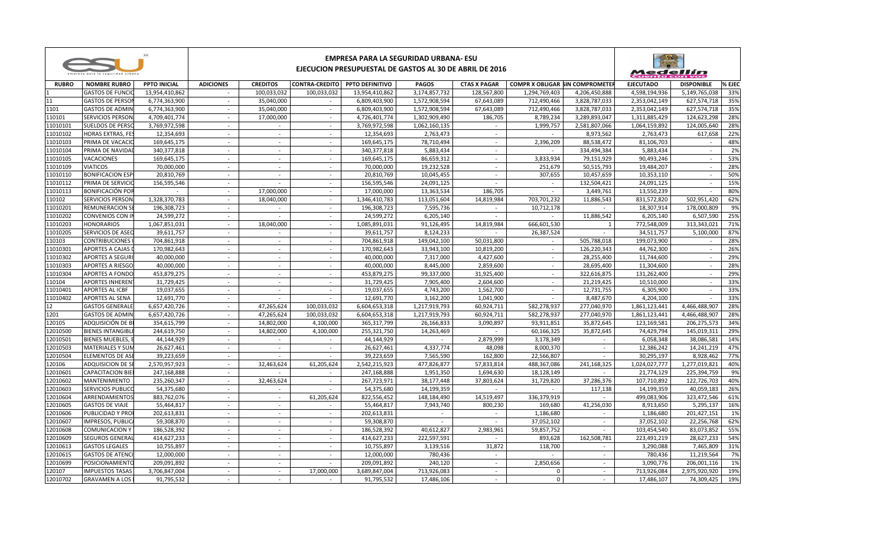# EMPRESA PARA LA SEGURIDAD URBANA- ESU

## EJECUCION PRESUPUESTAL DE GASTOS AL 30 DE ABRIL DE 2016

| RUBRO | NOMBRE RUBRO | PPTO INICIAL | ADICIONES | CREDITOS | CONTRA-CREDITO | PPTO DEFINITIVO | PAGOS | CTAS X PAGAR | COMPR X OBLIGAR | SIN COMPROMETER | EJECUTADO | DISPONIBLE | % EJEC |
|---|---|---|---|---|---|---|---|---|---|---|---|---|---|
| 1 | GASTOS DE FUNCIO | 13,954,410,862 | - | 100,033,032 | 100,033,032 | 13,954,410,862 | 3,174,857,732 | 128,567,800 | 1,294,769,403 | 4,206,450,888 | 4,598,194,936 | 5,149,765,038 | 33% |
| 11 | GASTOS DE PERSON | 6,774,363,900 | - | 35,040,000 | - | 6,809,403,900 | 1,572,908,594 | 67,643,089 | 712,490,466 | 3,828,787,033 | 2,353,042,149 | 627,574,718 | 35% |
| 1101 | GASTOS DE ADMIN | 6,774,363,900 | - | 35,040,000 | - | 6,809,403,900 | 1,572,908,594 | 67,643,089 | 712,490,466 | 3,828,787,033 | 2,353,042,149 | 627,574,718 | 35% |
| 110101 | SERVICIOS PERSON | 4,709,401,774 | - | 17,000,000 | - | 4,726,401,774 | 1,302,909,490 | 186,705 | 8,789,234 | 3,289,893,047 | 1,311,885,429 | 124,623,298 | 28% |
| 11010101 | SUELDOS DE PERSO | 3,769,972,598 | - | - | - | 3,769,972,598 | 1,062,160,135 | - | 1,999,757 | 2,581,807,066 | 1,064,159,892 | 124,005,640 | 28% |
| 11010102 | HORAS EXTRAS, FES | 12,354,693 | - | - | - | 12,354,693 | 2,763,473 | - | - | 8,973,562 | 2,763,473 | 617,658 | 22% |
| 11010103 | PRIMA DE VACACIO | 169,645,175 | - | - | - | 169,645,175 | 78,710,494 | - | 2,396,209 | 88,538,472 | 81,106,703 | - | 48% |
| 11010104 | PRIMA DE NAVIDAD | 340,377,818 | - | - | - | 340,377,818 | 5,883,434 | - | - | 334,494,384 | 5,883,434 | - | 2% |
| 11010105 | VACACIONES | 169,645,175 | - | - | - | 169,645,175 | 86,659,312 | - | 3,833,934 | 79,151,929 | 90,493,246 | - | 53% |
| 11010109 | VIATICOS | 70,000,000 | - | - | - | 70,000,000 | 19,232,528 | - | 251,679 | 50,515,793 | 19,484,207 | - | 28% |
| 11010110 | BONIFICACION ESP | 20,810,769 | - | - | - | 20,810,769 | 10,045,455 | - | 307,655 | 10,457,659 | 10,353,110 | - | 50% |
| 11010112 | PRIMA DE SERVICIO | 156,595,546 | - | - | - | 156,595,546 | 24,091,125 | - | - | 132,504,421 | 24,091,125 | - | 15% |
| 11010113 | BONIFICACIÓN POR | - | - | 17,000,000 | - | 17,000,000 | 13,363,534 | 186,705 | - | 3,449,761 | 13,550,239 | - | 80% |
| 110102 | SERVICIOS PERSON | 1,328,370,783 | - | 18,040,000 | - | 1,346,410,783 | 113,051,604 | 14,819,984 | 703,701,232 | 11,886,543 | 831,572,820 | 502,951,420 | 62% |
| 11010201 | REMUNERACION SE | 196,308,723 | - | - | - | 196,308,723 | 7,595,736 | - | 10,712,178 | - | 18,307,914 | 178,000,809 | 9% |
| 11010202 | CONVENIOS CON IN | 24,599,272 | - | - | - | 24,599,272 | 6,205,140 | - | - | 11,886,542 | 6,205,140 | 6,507,590 | 25% |
| 11010203 | HONORARIOS | 1,067,851,031 | - | 18,040,000 | - | 1,085,891,031 | 91,126,495 | 14,819,984 | 666,601,530 | 1 | 772,548,009 | 313,343,021 | 71% |
| 11010205 | SERVICIOS DE ASEO | 39,611,757 | - | - | - | 39,611,757 | 8,124,233 | - | 26,387,524 | - | 34,511,757 | 5,100,000 | 87% |
| 110103 | CONTRIBUCIONES I | 704,861,918 | - | - | - | 704,861,918 | 149,042,100 | 50,031,800 | - | 505,788,018 | 199,073,900 | - | 28% |
| 11010301 | APORTES A CAJAS D | 170,982,643 | - | - | - | 170,982,643 | 33,943,100 | 10,819,200 | - | 126,220,343 | 44,762,300 | - | 26% |
| 11010302 | APORTES A SEGURI | 40,000,000 | - | - | - | 40,000,000 | 7,317,000 | 4,427,600 | - | 28,255,400 | 11,744,600 | - | 29% |
| 11010303 | APORTES A RIESGO | 40,000,000 | - | - | - | 40,000,000 | 8,445,000 | 2,859,600 | - | 28,695,400 | 11,304,600 | - | 28% |
| 11010304 | APORTES A FONDO | 453,879,275 | - | - | - | 453,879,275 | 99,337,000 | 31,925,400 | - | 322,616,875 | 131,262,400 | - | 29% |
| 110104 | APORTES INHEREN | 31,729,425 | - | - | - | 31,729,425 | 7,905,400 | 2,604,600 | - | 21,219,425 | 10,510,000 | - | 33% |
| 11010401 | APORTES AL ICBF | 19,037,655 | - | - | - | 19,037,655 | 4,743,200 | 1,562,700 | - | 12,731,755 | 6,305,900 | - | 33% |
| 11010402 | APORTES AL SENA | 12,691,770 | - | - | - | 12,691,770 | 3,162,200 | 1,041,900 | - | 8,487,670 | 4,204,100 | - | 33% |
| 12 | GASTOS GENERALE | 6,657,420,726 | - | 47,265,624 | 100,033,032 | 6,604,653,318 | 1,217,919,793 | 60,924,711 | 582,278,937 | 277,040,970 | 1,861,123,441 | 4,466,488,907 | 28% |
| 1201 | GASTOS DE ADMIN | 6,657,420,726 | - | 47,265,624 | 100,033,032 | 6,604,653,318 | 1,217,919,793 | 60,924,711 | 582,278,937 | 277,040,970 | 1,861,123,441 | 4,466,488,907 | 28% |
| 120105 | ADQUISICIÓN DE B | 354,615,799 | - | 14,802,000 | 4,100,000 | 365,317,799 | 26,166,833 | 3,090,897 | 93,911,851 | 35,872,645 | 123,169,581 | 206,275,573 | 34% |
| 12010500 | BIENES INTANGIBLE | 244,619,750 | - | 14,802,000 | 4,100,000 | 255,321,750 | 14,263,469 | - | 60,166,325 | 35,872,645 | 74,429,794 | 145,019,311 | 29% |
| 12010501 | BIENES MUEBLES, E | 44,144,929 | - | - | - | 44,144,929 | - | 2,879,999 | 3,178,349 | - | 6,058,348 | 38,086,581 | 14% |
| 12010503 | MATERIALES Y SUM | 26,627,461 | - | - | - | 26,627,461 | 4,337,774 | 48,098 | 8,000,370 | - | 12,386,242 | 14,241,219 | 47% |
| 12010504 | ELEMENTOS DE ASE | 39,223,659 | - | - | - | 39,223,659 | 7,565,590 | 162,800 | 22,566,807 | - | 30,295,197 | 8,928,462 | 77% |
| 120106 | ADQUISICION DE SE | 2,570,957,923 | - | 32,463,624 | 61,205,624 | 2,542,215,923 | 477,826,877 | 57,833,814 | 488,367,086 | 241,168,325 | 1,024,027,777 | 1,277,019,821 | 40% |
| 12010601 | CAPACITACION BIEN | 247,168,888 | - | - | - | 247,168,888 | 1,951,350 | 1,694,630 | 18,128,149 | - | 21,774,129 | 225,394,759 | 9% |
| 12010602 | MANTENIMIENTO | 235,260,347 | - | 32,463,624 | - | 267,723,971 | 38,177,448 | 37,803,624 | 31,729,820 | 37,286,376 | 107,710,892 | 122,726,703 | 40% |
| 12010603 | SERVICIOS PUBLICO | 54,375,680 | - | - | - | 54,375,680 | 14,199,359 | - | - | 117,138 | 14,199,359 | 40,059,183 | 26% |
| 12010604 | ARRENDAMIENTOS | 883,762,076 | - | - | 61,205,624 | 822,556,452 | 148,184,490 | 14,519,497 | 336,379,919 | - | 499,083,906 | 323,472,546 | 61% |
| 12010605 | GASTOS DE VIAJE | 55,464,817 | - | - | - | 55,464,817 | 7,943,740 | 800,230 | 169,680 | 41,256,030 | 8,913,650 | 5,295,137 | 16% |
| 12010606 | PUBLICIDAD Y PRO | 202,613,831 | - | - | - | 202,613,831 | - | - | 1,186,680 | - | 1,186,680 | 201,427,151 | 1% |
| 12010607 | IMPRESOS, PUBLICA | 59,308,870 | - | - | - | 59,308,870 | - | - | 37,052,102 | - | 37,052,102 | 22,256,768 | 62% |
| 12010608 | COMUNICACION Y | 186,528,392 | - | - | - | 186,528,392 | 40,612,827 | 2,983,961 | 59,857,752 | - | 103,454,540 | 83,073,852 | 55% |
| 12010609 | SEGUROS GENERAL | 414,627,233 | - | - | - | 414,627,233 | 222,597,591 | - | 893,628 | 162,508,781 | 223,491,219 | 28,627,233 | 54% |
| 12010613 | GASTOS LEGALES | 10,755,897 | - | - | - | 10,755,897 | 3,139,516 | 31,872 | 118,700 | - | 3,290,088 | 7,465,809 | 31% |
| 12010615 | GASTOS DE ATENCI | 12,000,000 | - | - | - | 12,000,000 | 780,436 | - | - | - | 780,436 | 11,219,564 | 7% |
| 12010699 | POSICIONAMIENTO | 209,091,892 | - | - | - | 209,091,892 | 240,120 | - | 2,850,656 | - | 3,090,776 | 206,001,116 | 1% |
| 120107 | IMPUESTOS TASAS | 3,706,847,004 | - | - | 17,000,000 | 3,689,847,004 | 713,926,083 | - | 0 | - | 713,926,084 | 2,975,920,920 | 19% |
| 12010702 | GRAVAMEN A LOS | 91,795,532 | - | - | - | 91,795,532 | 17,486,106 | - | 0 | - | 17,486,107 | 74,309,425 | 19% |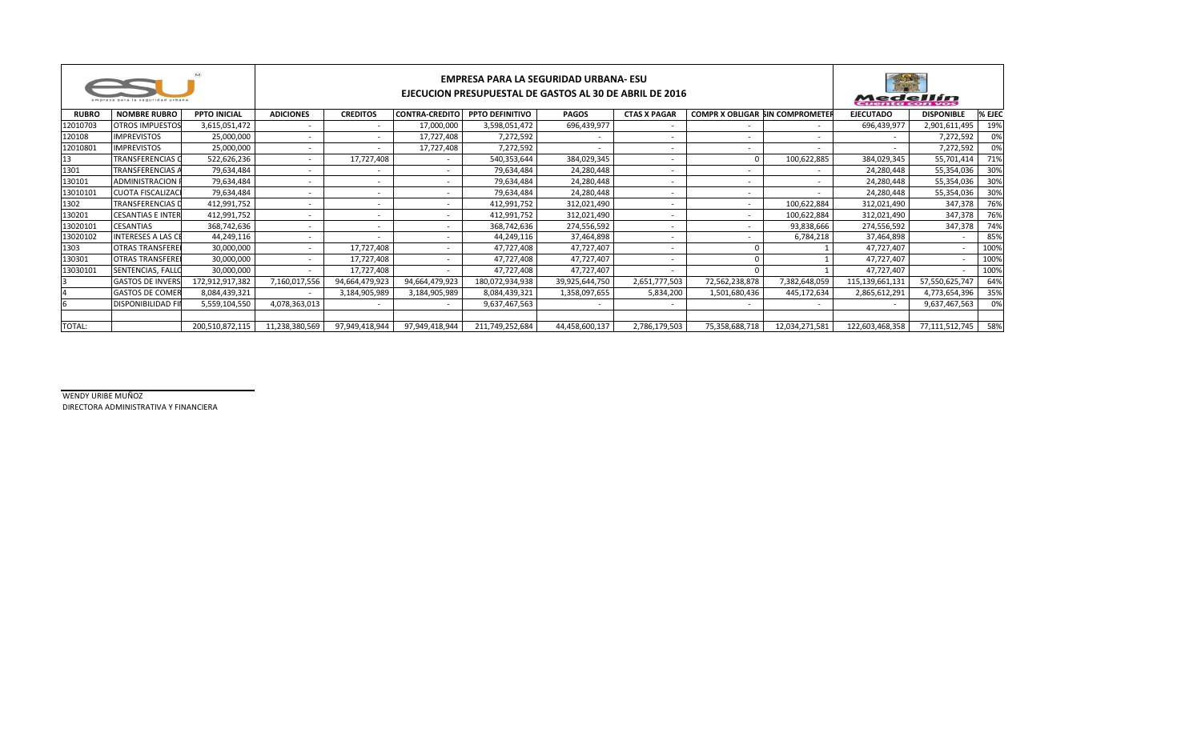# EMPRESA PARA LA SEGURIDAD URBANA- ESU

## EJECUCION PRESUPUESTAL DE GASTOS AL 30 DE ABRIL DE 2016

| RUBRO | NOMBRE RUBRO | PPTO INICIAL | ADICIONES | CREDITOS | CONTRA-CREDITO | PPTO DEFINITIVO | PAGOS | CTAS X PAGAR | COMPR X OBLIGAR | SIN COMPROMETER | EJECUTADO | DISPONIBLE | % EJEC |
|---|---|---|---|---|---|---|---|---|---|---|---|---|---|
| 12010703 | OTROS IMPUESTOS | 3,615,051,472 | - | - | 17,000,000 | 3,598,051,472 | 696,439,977 | - | - | - | 696,439,977 | 2,901,611,495 | 19% |
| 120108 | IMPREVISTOS | 25,000,000 | - | - | 17,727,408 | 7,272,592 | - | - | - | - | - | 7,272,592 | 0% |
| 12010801 | IMPREVISTOS | 25,000,000 | - | - | 17,727,408 | 7,272,592 | - | - | - | - | - | 7,272,592 | 0% |
| 13 | TRANSFERENCIAS C | 522,626,236 | - | 17,727,408 | - | 540,353,644 | 384,029,345 | - | 0 | 100,622,885 | 384,029,345 | 55,701,414 | 71% |
| 1301 | TRANSFERENCIAS A | 79,634,484 | - | - | - | 79,634,484 | 24,280,448 | - | - | - | 24,280,448 | 55,354,036 | 30% |
| 130101 | ADMINISTRACION | 79,634,484 | - | - | - | 79,634,484 | 24,280,448 | - | - | - | 24,280,448 | 55,354,036 | 30% |
| 13010101 | CUOTA FISCALIZACI | 79,634,484 | - | - | - | 79,634,484 | 24,280,448 | - | - | - | 24,280,448 | 55,354,036 | 30% |
| 1302 | TRANSFERENCIAS D | 412,991,752 | - | - | - | 412,991,752 | 312,021,490 | - | - | 100,622,884 | 312,021,490 | 347,378 | 76% |
| 130201 | CESANTIAS E INTER | 412,991,752 | - | - | - | 412,991,752 | 312,021,490 | - | - | 100,622,884 | 312,021,490 | 347,378 | 76% |
| 13020101 | CESANTIAS | 368,742,636 | - | - | - | 368,742,636 | 274,556,592 | - | - | 93,838,666 | 274,556,592 | 347,378 | 74% |
| 13020102 | INTERESES A LAS CE | 44,249,116 | - | - | - | 44,249,116 | 37,464,898 | - | - | 6,784,218 | 37,464,898 | - | 85% |
| 1303 | OTRAS TRANSFERE | 30,000,000 | - | 17,727,408 | - | 47,727,408 | 47,727,407 | - | 0 | 1 | 47,727,407 | - | 100% |
| 130301 | OTRAS TRANSFERE | 30,000,000 | - | 17,727,408 | - | 47,727,408 | 47,727,407 | - | 0 | 1 | 47,727,407 | - | 100% |
| 13030101 | SENTENCIAS, FALLO | 30,000,000 | - | 17,727,408 | - | 47,727,408 | 47,727,407 | - | 0 | 1 | 47,727,407 | - | 100% |
| 3 | GASTOS DE INVERS | 172,912,917,382 | 7,160,017,556 | 94,664,479,923 | 94,664,479,923 | 180,072,934,938 | 39,925,644,750 | 2,651,777,503 | 72,562,238,878 | 7,382,648,059 | 115,139,661,131 | 57,550,625,747 | 64% |
| 4 | GASTOS DE COMER | 8,084,439,321 | - | 3,184,905,989 | 3,184,905,989 | 8,084,439,321 | 1,358,097,655 | 5,834,200 | 1,501,680,436 | 445,172,634 | 2,865,612,291 | 4,773,654,396 | 35% |
| 6 | DISPONIBILIDAD FI | 5,559,104,550 | 4,078,363,013 | - | - | 9,637,467,563 | - | - | - | - | - | 9,637,467,563 | 0% |
| TOTAL: | | 200,510,872,115 | 11,238,380,569 | 97,949,418,944 | 97,949,418,944 | 211,749,252,684 | 44,458,600,137 | 2,786,179,503 | 75,358,688,718 | 12,034,271,581 | 122,603,468,358 | 77,111,512,745 | 58% |

WENDY URIBE MUÑOZ
DIRECTORA ADMINISTRATIVA Y FINANCIERA